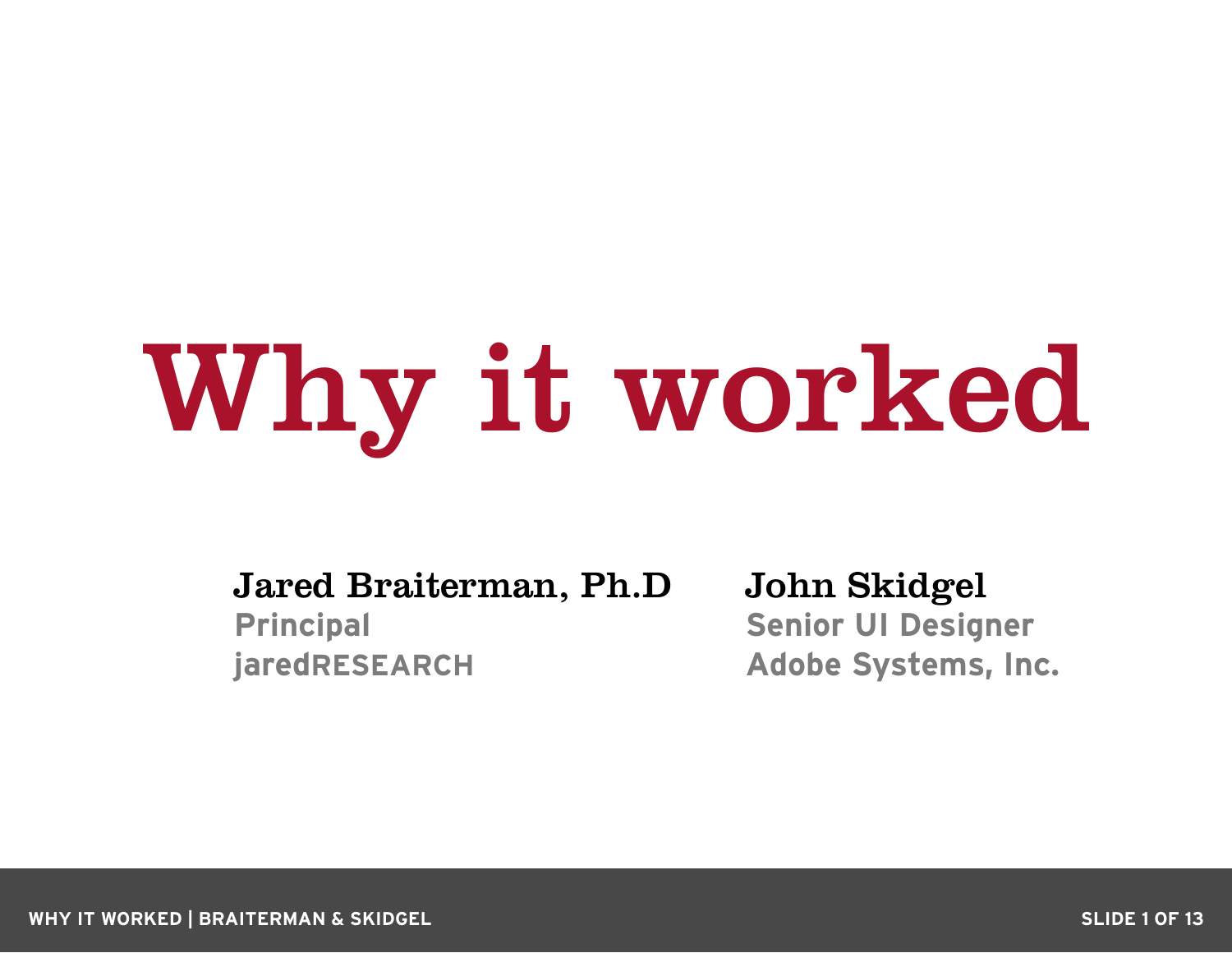# Why it worked

**Jared Braiterman, Ph.D**
Principal
jaredRESEARCH

**John Skidgel**
Senior UI Designer
Adobe Systems, Inc.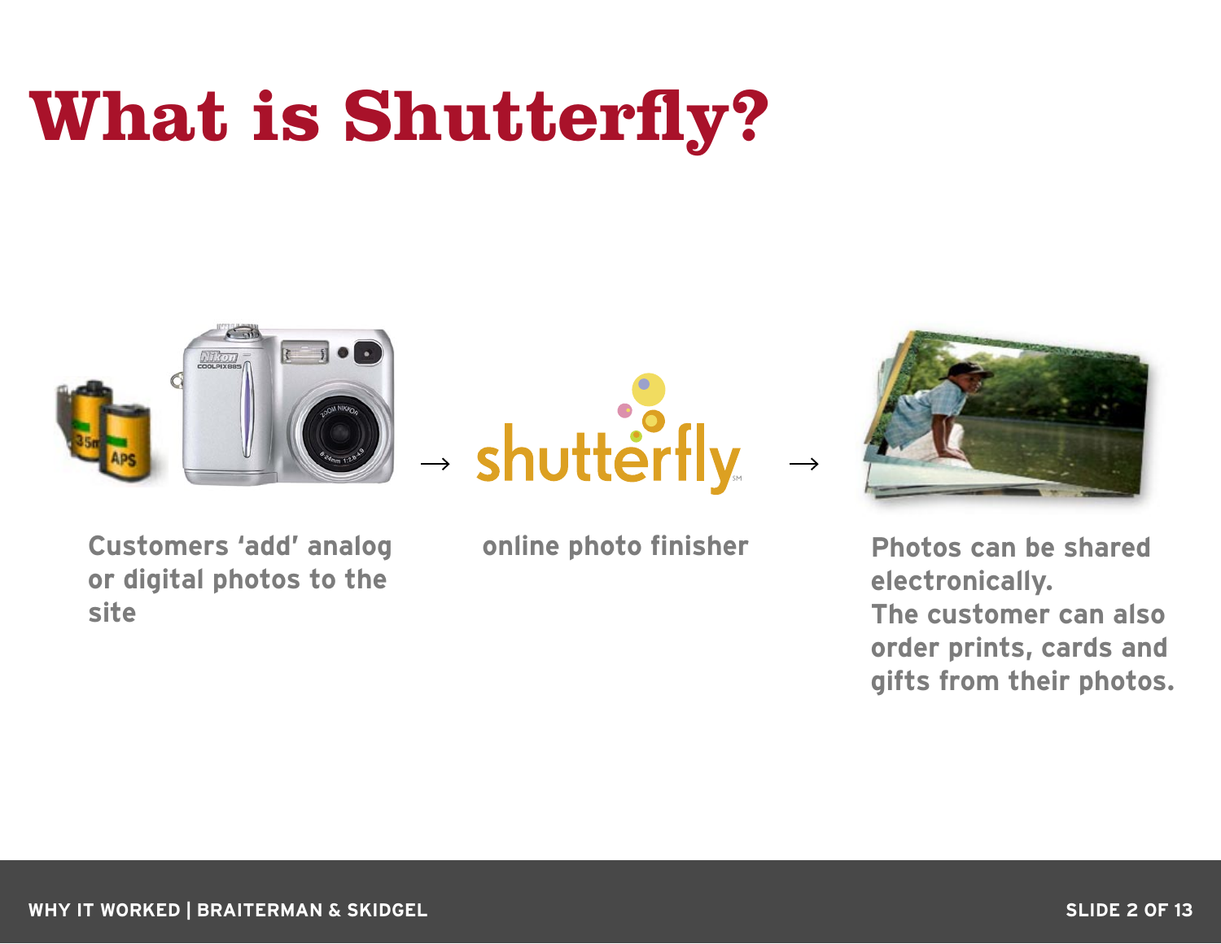# What is Shutterfly?

Customers 'add' analog or digital photos to the site

→

online photo finisher

→

Photos can be shared electronically.
The customer can also order prints, cards and gifts from their photos.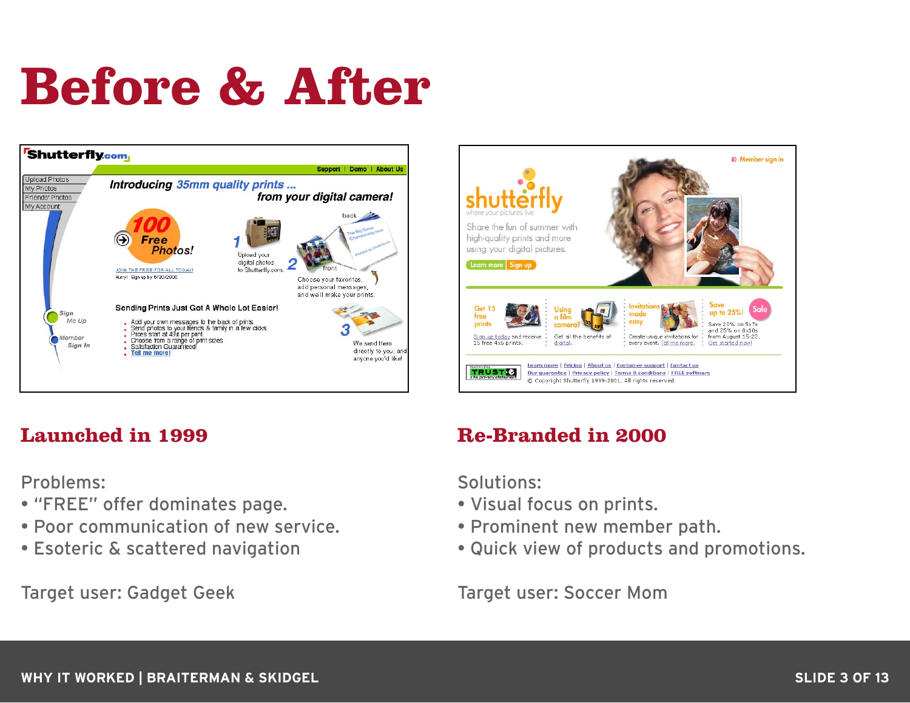# Before & After

## Launched in 1999

Problems:

- "FREE" offer dominates page.
- Poor communication of new service.
- Esoteric & scattered navigation

Target user: Gadget Geek

## Re-Branded in 2000

Solutions:

- Visual focus on prints.
- Prominent new member path.
- Quick view of products and promotions.

Target user: Soccer Mom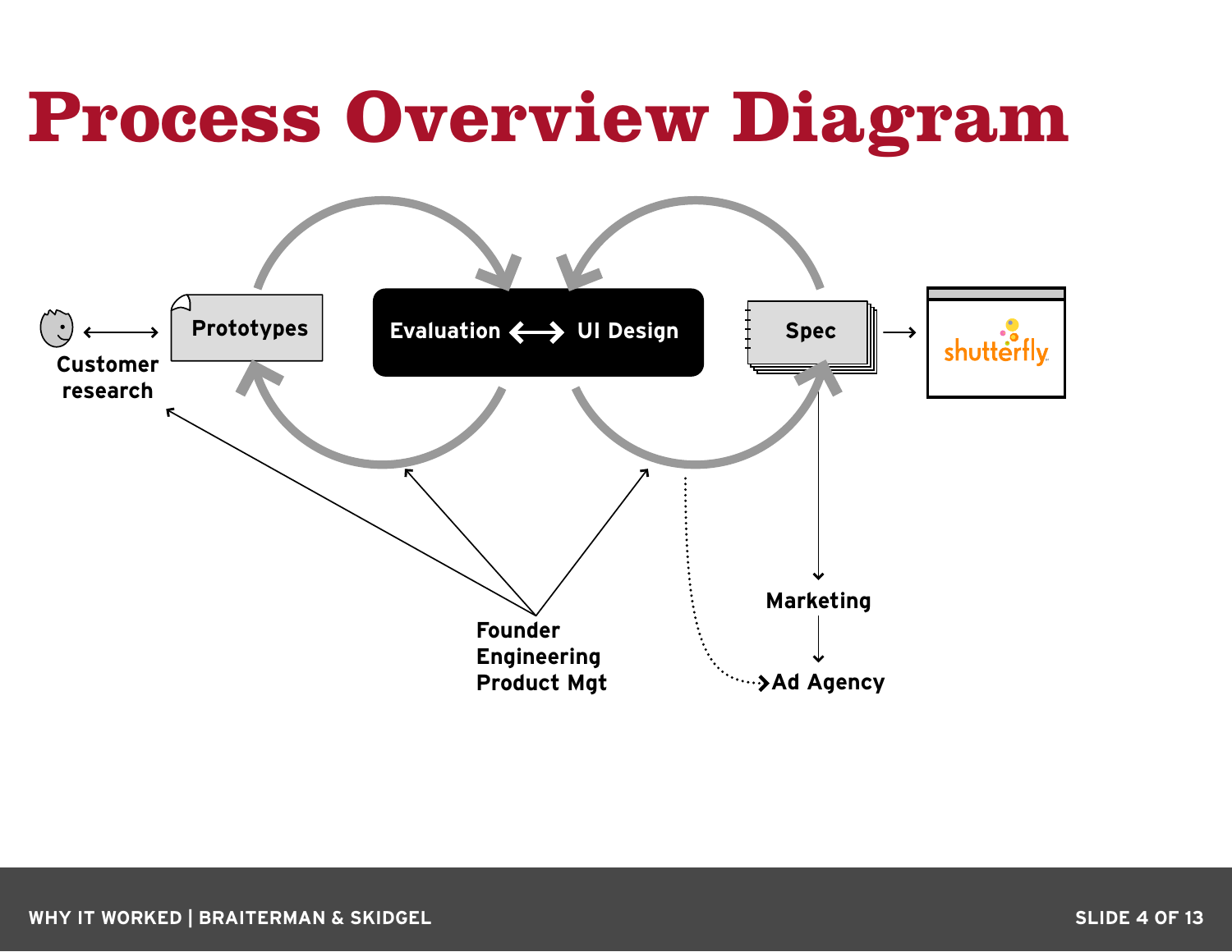# Process Overview Diagram

Customer research

Prototypes

Evaluation ⟷ UI Design

Spec

shutterfly

Founder
Engineering
Product Mgt

Marketing

Ad Agency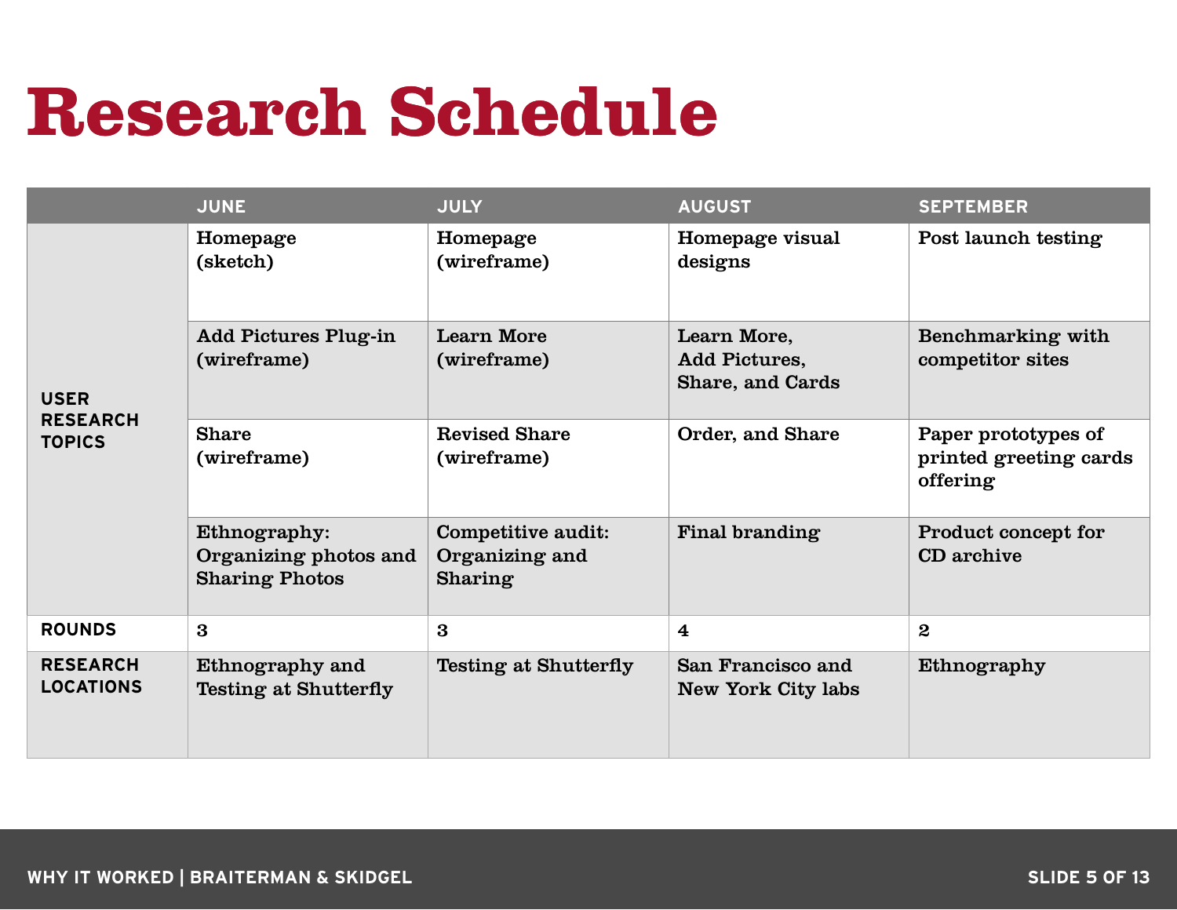# Research Schedule

| | JUNE | JULY | AUGUST | SEPTEMBER |
|---|---|---|---|---|
| USER RESEARCH TOPICS | Homepage (sketch) | Homepage (wireframe) | Homepage visual designs | Post launch testing |
| | Add Pictures Plug-in (wireframe) | Learn More (wireframe) | Learn More, Add Pictures, Share, and Cards | Benchmarking with competitor sites |
| | Share (wireframe) | Revised Share (wireframe) | Order, and Share | Paper prototypes of printed greeting cards offering |
| | Ethnography: Organizing photos and Sharing Photos | Competitive audit: Organizing and Sharing | Final branding | Product concept for CD archive |
| ROUNDS | 3 | 3 | 4 | 2 |
| RESEARCH LOCATIONS | Ethnography and Testing at Shutterfly | Testing at Shutterfly | San Francisco and New York City labs | Ethnography |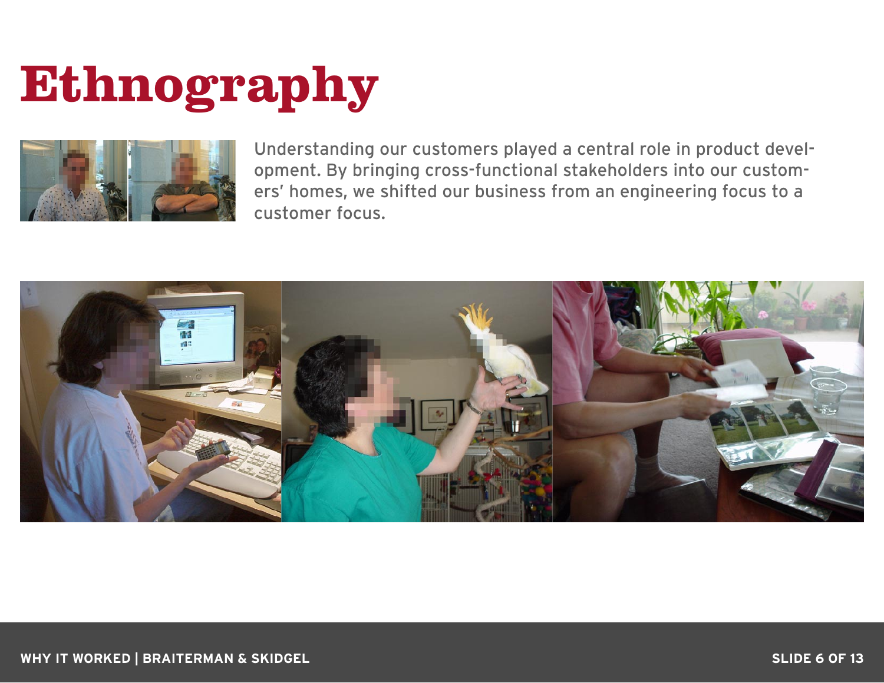# Ethnography

Understanding our customers played a central role in product development. By bringing cross-functional stakeholders into our customers' homes, we shifted our business from an engineering focus to a customer focus.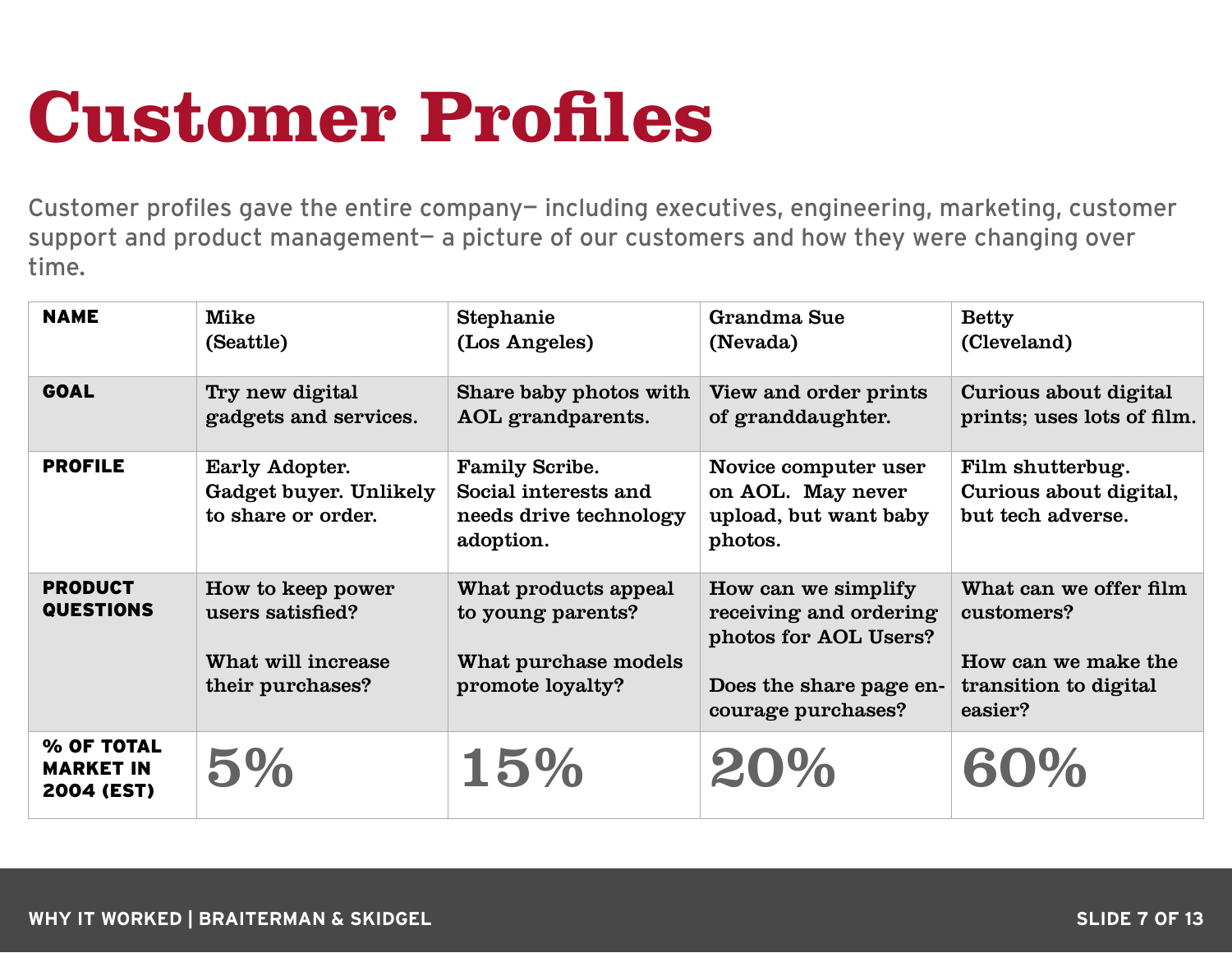# Customer Profiles

Customer profiles gave the entire company— including executives, engineering, marketing, customer support and product management— a picture of our customers and how they were changing over time.

| NAME | Mike (Seattle) | Stephanie (Los Angeles) | Grandma Sue (Nevada) | Betty (Cleveland) |
|---|---|---|---|---|
| GOAL | Try new digital gadgets and services. | Share baby photos with AOL grandparents. | View and order prints of granddaughter. | Curious about digital prints; uses lots of film. |
| PROFILE | Early Adopter. Gadget buyer. Unlikely to share or order. | Family Scribe. Social interests and needs drive technology adoption. | Novice computer user on AOL. May never upload, but want baby photos. | Film shutterbug. Curious about digital, but tech adverse. |
| PRODUCT QUESTIONS | How to keep power users satisfied?<br><br>What will increase their purchases? | What products appeal to young parents?<br><br>What purchase models promote loyalty? | How can we simplify receiving and ordering photos for AOL Users?<br><br>Does the share page encourage purchases? | What can we offer film customers?<br><br>How can we make the transition to digital easier? |
| % OF TOTAL MARKET IN 2004 (EST) | 5% | 15% | 20% | 60% |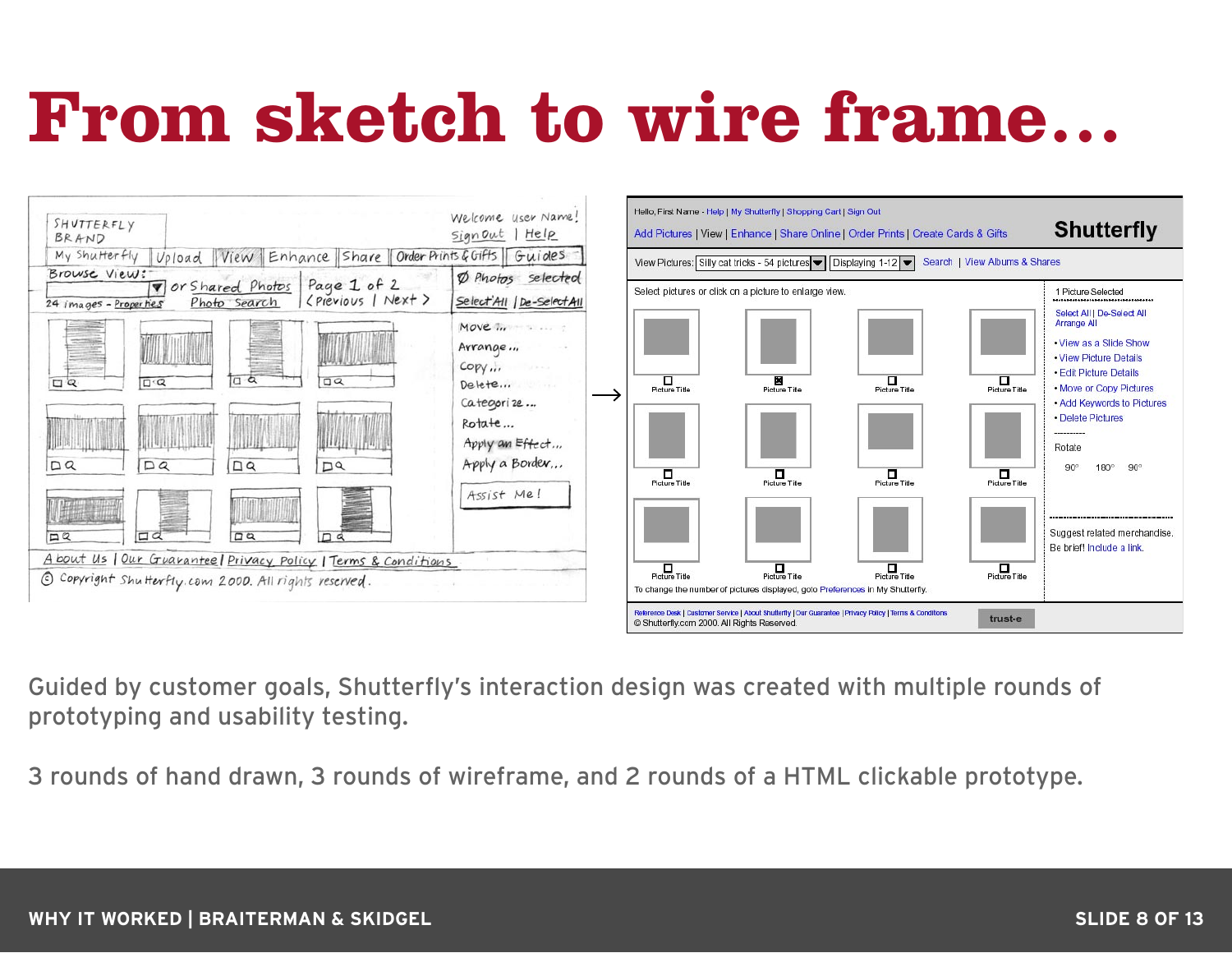# From sketch to wire frame...

Guided by customer goals, Shutterfly's interaction design was created with multiple rounds of prototyping and usability testing.

3 rounds of hand drawn, 3 rounds of wireframe, and 2 rounds of a HTML clickable prototype.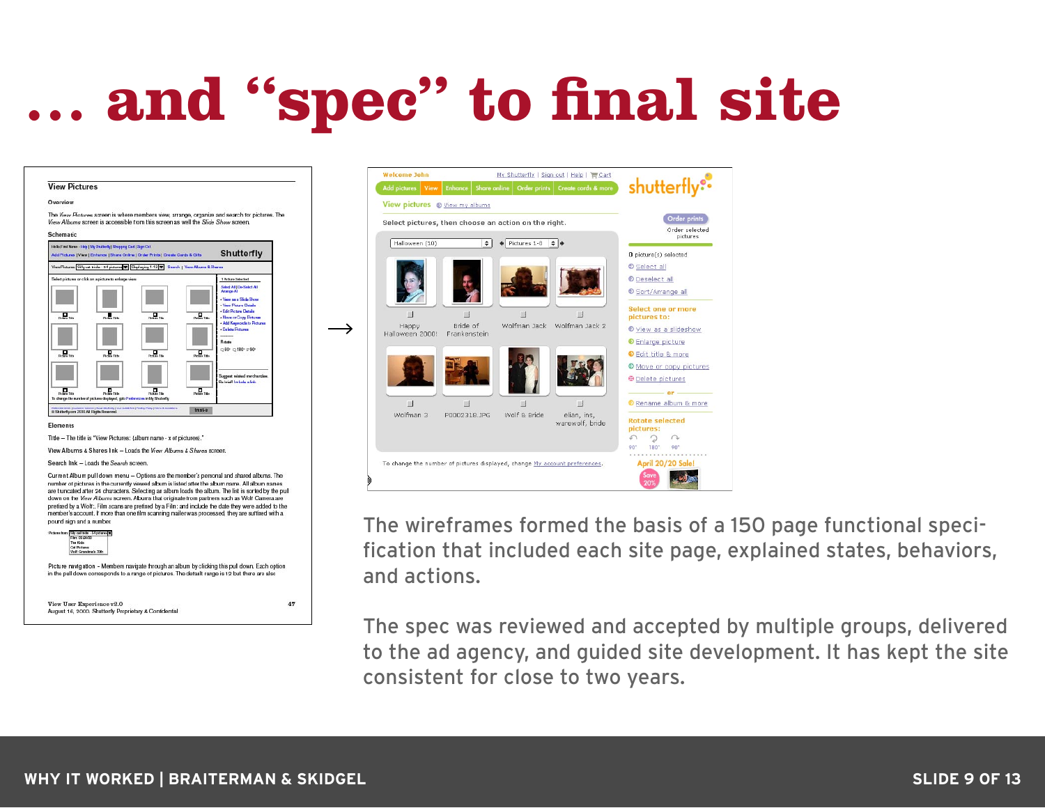# … and "spec" to final site

The wireframes formed the basis of a 150 page functional specification that included each site page, explained states, behaviors, and actions.

The spec was reviewed and accepted by multiple groups, delivered to the ad agency, and guided site development. It has kept the site consistent for close to two years.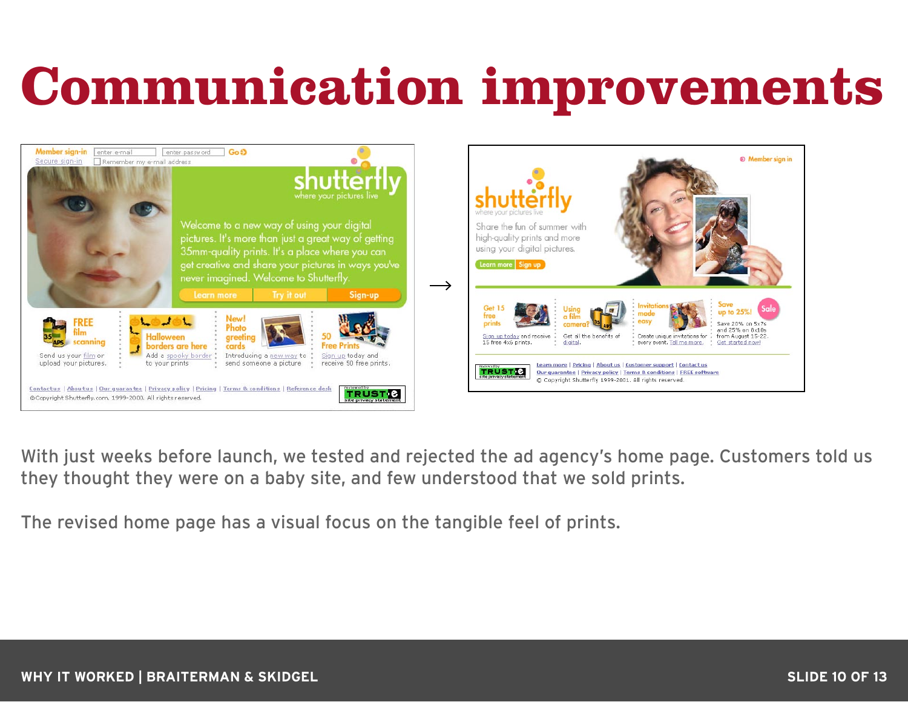# Communication improvements

With just weeks before launch, we tested and rejected the ad agency's home page. Customers told us they thought they were on a baby site, and few understood that we sold prints.

The revised home page has a visual focus on the tangible feel of prints.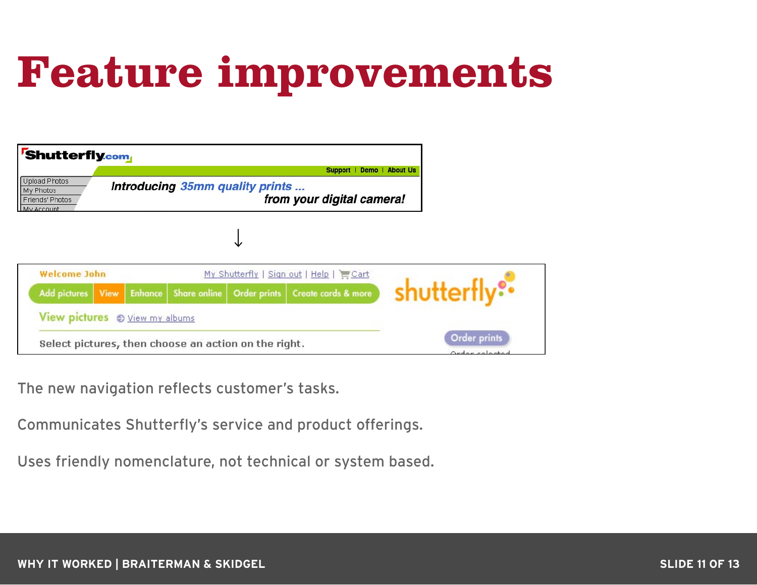# Feature improvements

The new navigation reflects customer's tasks.

Communicates Shutterfly's service and product offerings.

Uses friendly nomenclature, not technical or system based.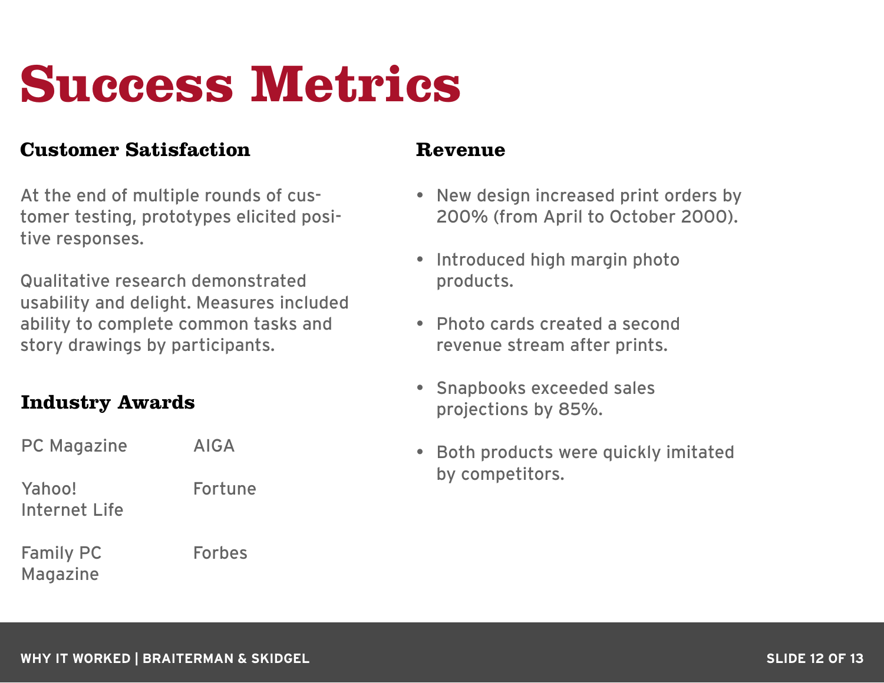# Success Metrics

## Customer Satisfaction

At the end of multiple rounds of customer testing, prototypes elicited positive responses.

Qualitative research demonstrated usability and delight. Measures included ability to complete common tasks and story drawings by participants.

## Industry Awards

| | |
|---|---|
| PC Magazine | AIGA |
| Yahoo! Internet Life | Fortune |
| Family PC Magazine | Forbes |

## Revenue

- New design increased print orders by 200% (from April to October 2000).
- Introduced high margin photo products.
- Photo cards created a second revenue stream after prints.
- Snapbooks exceeded sales projections by 85%.
- Both products were quickly imitated by competitors.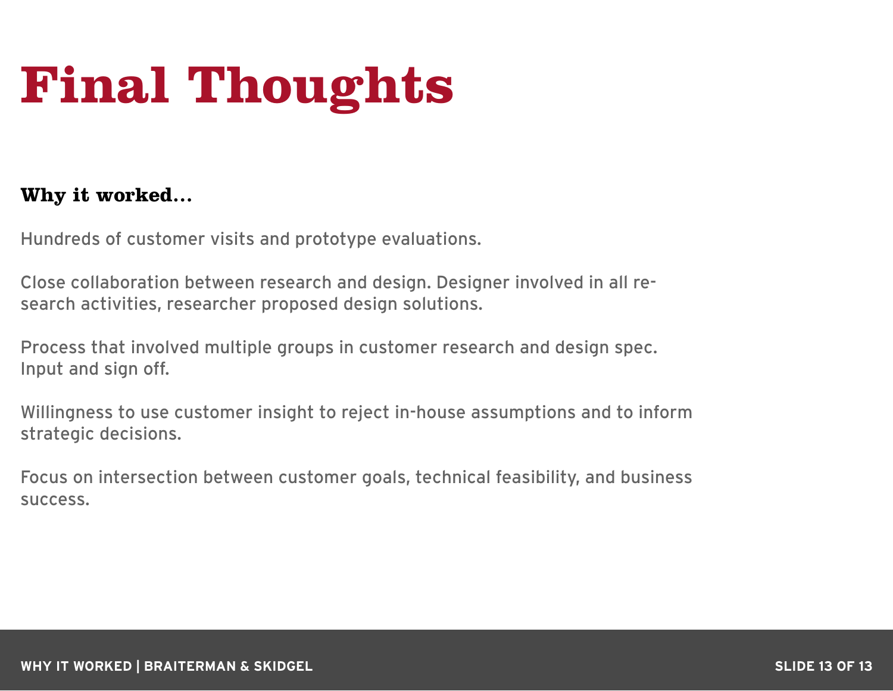# Final Thoughts

**Why it worked...**

Hundreds of customer visits and prototype evaluations.

Close collaboration between research and design. Designer involved in all research activities, researcher proposed design solutions.

Process that involved multiple groups in customer research and design spec. Input and sign off.

Willingness to use customer insight to reject in-house assumptions and to inform strategic decisions.

Focus on intersection between customer goals, technical feasibility, and business success.